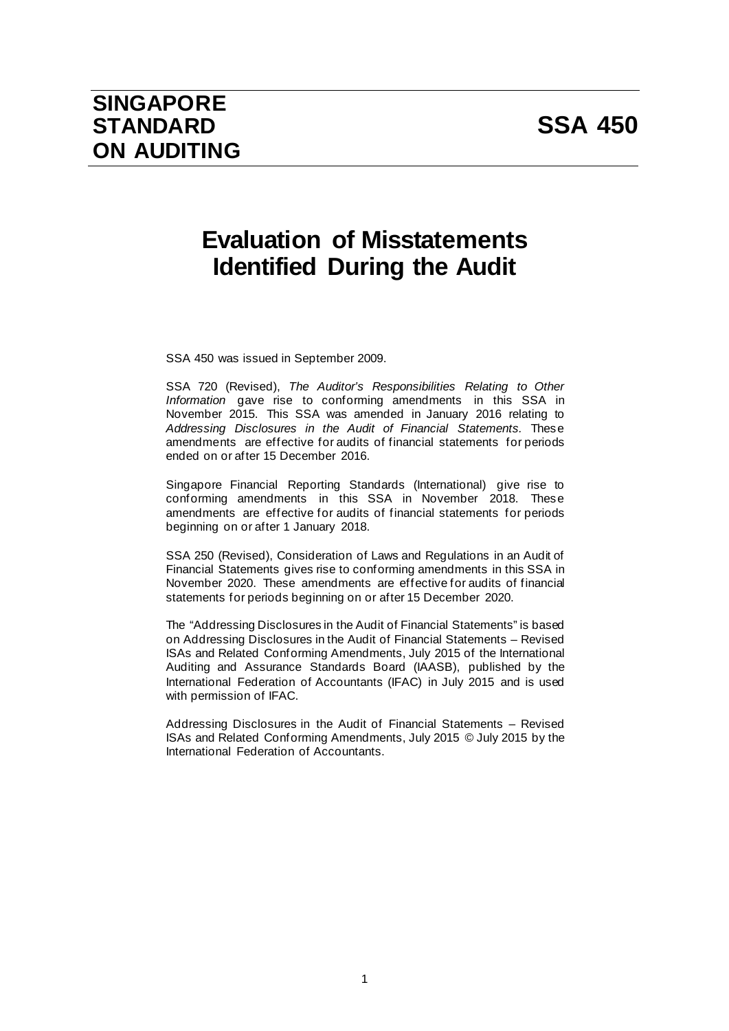# SINGAPORE STANDARD ON AUDITING

# SSA 450

# Evaluation of Misstatements Identified During the Audit

SSA 450 was issued in September 2009.

SSA 720 (Revised), *The Auditor's Responsibilities Relating to Other Information* gave rise to conforming amendments in this SSA in November 2015. This SSA was amended in January 2016 relating to *Addressing Disclosures in the Audit of Financial Statements*. These amendments are effective for audits of financial statements for periods ended on or after 15 December 2016.

Singapore Financial Reporting Standards (International) give rise to conforming amendments in this SSA in November 2018. These amendments are effective for audits of financial statements for periods beginning on or after 1 January 2018.

SSA 250 (Revised), Consideration of Laws and Regulations in an Audit of Financial Statements gives rise to conforming amendments in this SSA in November 2020. These amendments are effective for audits of financial statements for periods beginning on or after 15 December 2020.

The "Addressing Disclosures in the Audit of Financial Statements" is based on Addressing Disclosures in the Audit of Financial Statements – Revised ISAs and Related Conforming Amendments, July 2015 of the International Auditing and Assurance Standards Board (IAASB), published by the International Federation of Accountants (IFAC) in July 2015 and is used with permission of IFAC.

Addressing Disclosures in the Audit of Financial Statements – Revised ISAs and Related Conforming Amendments, July 2015 © July 2015 by the International Federation of Accountants.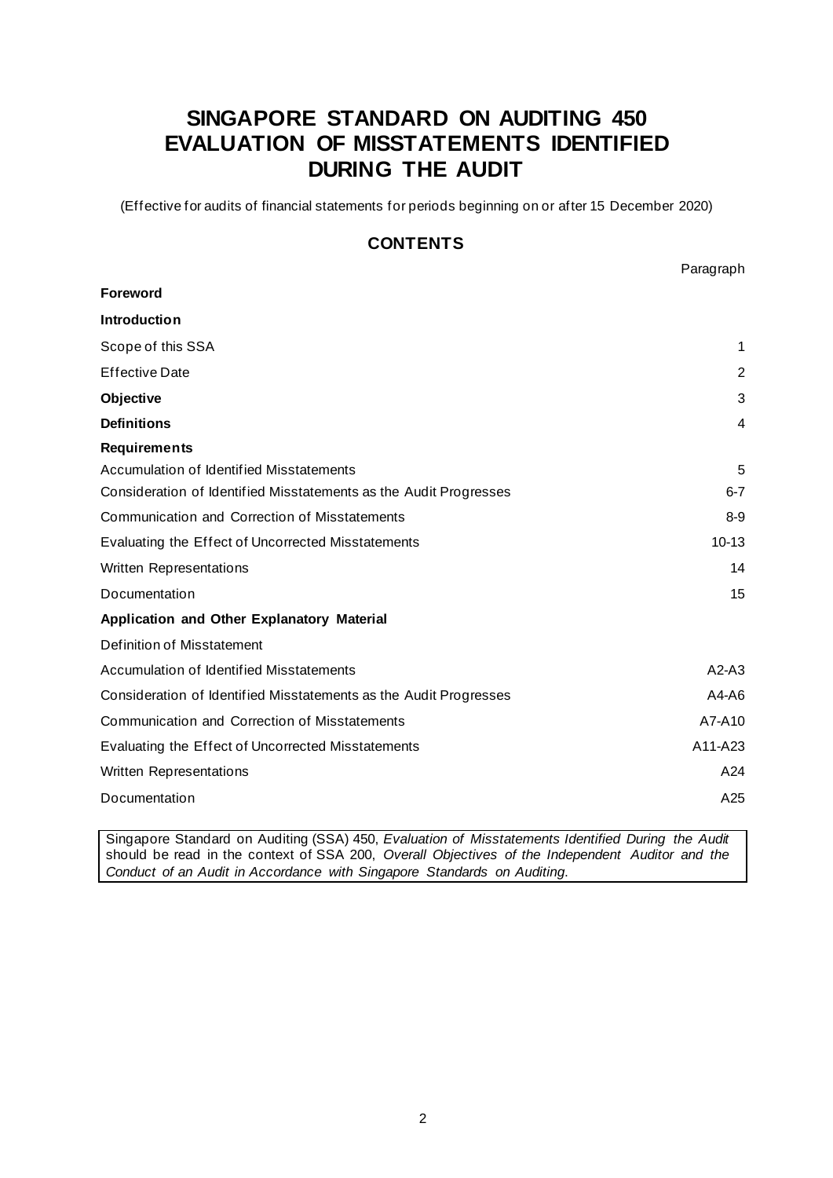# SINGAPORE STANDARD ON AUDITING 450 EVALUATION OF MISSTATEMENTS IDENTIFIED DURING THE AUDIT

(Effective for audits of financial statements for periods beginning on or after 15 December 2020)

## CONTENTS

| | Paragraph |
|---|---|
| **Foreword** | |
| **Introduction** | |
| Scope of this SSA | 1 |
| Effective Date | 2 |
| **Objective** | 3 |
| **Definitions** | 4 |
| **Requirements** | |
| Accumulation of Identified Misstatements | 5 |
| Consideration of Identified Misstatements as the Audit Progresses | 6-7 |
| Communication and Correction of Misstatements | 8-9 |
| Evaluating the Effect of Uncorrected Misstatements | 10-13 |
| Written Representations | 14 |
| Documentation | 15 |
| **Application and Other Explanatory Material** | |
| Definition of Misstatement | |
| Accumulation of Identified Misstatements | A2-A3 |
| Consideration of Identified Misstatements as the Audit Progresses | A4-A6 |
| Communication and Correction of Misstatements | A7-A10 |
| Evaluating the Effect of Uncorrected Misstatements | A11-A23 |
| Written Representations | A24 |
| Documentation | A25 |

Singapore Standard on Auditing (SSA) 450, *Evaluation of Misstatements Identified During the Audit* should be read in the context of SSA 200, *Overall Objectives of the Independent Auditor and the Conduct of an Audit in Accordance with Singapore Standards on Auditing.*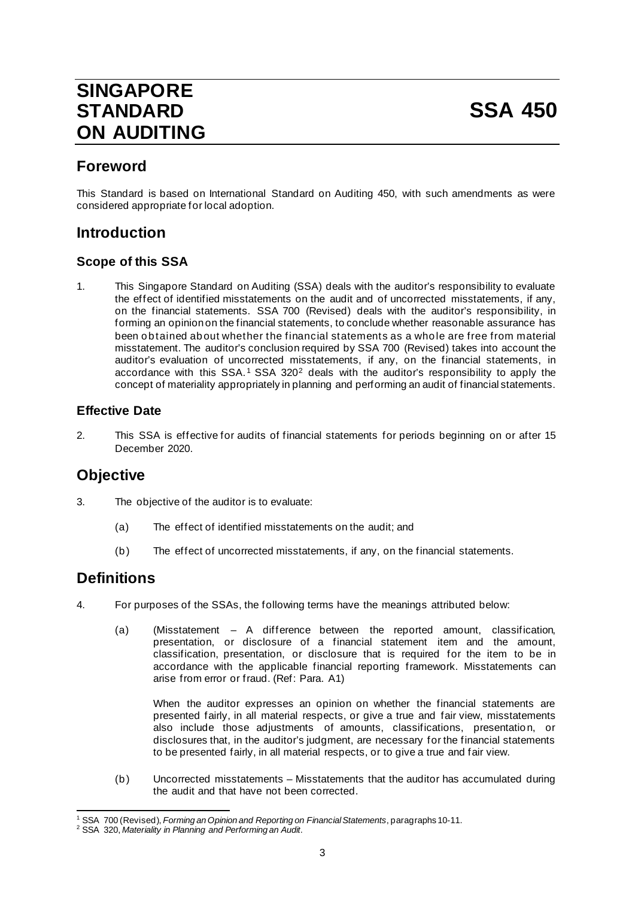# SINGAPORE STANDARD ON AUDITING

# SSA 450

## Foreword

This Standard is based on International Standard on Auditing 450, with such amendments as were considered appropriate for local adoption.

## Introduction

### Scope of this SSA

1. This Singapore Standard on Auditing (SSA) deals with the auditor's responsibility to evaluate the effect of identified misstatements on the audit and of uncorrected misstatements, if any, on the financial statements. SSA 700 (Revised) deals with the auditor's responsibility, in forming an opinion on the financial statements, to conclude whether reasonable assurance has been obtained about whether the financial statements as a whole are free from material misstatement. The auditor's conclusion required by SSA 700 (Revised) takes into account the auditor's evaluation of uncorrected misstatements, if any, on the financial statements, in accordance with this SSA.[1] SSA 320[2] deals with the auditor's responsibility to apply the concept of materiality appropriately in planning and performing an audit of financial statements.

### Effective Date

2. This SSA is effective for audits of financial statements for periods beginning on or after 15 December 2020.

## Objective

3. The objective of the auditor is to evaluate:

   (a) The effect of identified misstatements on the audit; and

   (b) The effect of uncorrected misstatements, if any, on the financial statements.

## Definitions

4. For purposes of the SSAs, the following terms have the meanings attributed below:

   (a) (Misstatement – A difference between the reported amount, classification, presentation, or disclosure of a financial statement item and the amount, classification, presentation, or disclosure that is required for the item to be in accordance with the applicable financial reporting framework. Misstatements can arise from error or fraud. (Ref: Para. A1)

   When the auditor expresses an opinion on whether the financial statements are presented fairly, in all material respects, or give a true and fair view, misstatements also include those adjustments of amounts, classifications, presentation, or disclosures that, in the auditor's judgment, are necessary for the financial statements to be presented fairly, in all material respects, or to give a true and fair view.

   (b) Uncorrected misstatements – Misstatements that the auditor has accumulated during the audit and that have not been corrected.

---

[1] SSA 700 (Revised), *Forming an Opinion and Reporting on Financial Statements*, paragraphs 10-11.

[2] SSA 320, *Materiality in Planning and Performing an Audit*.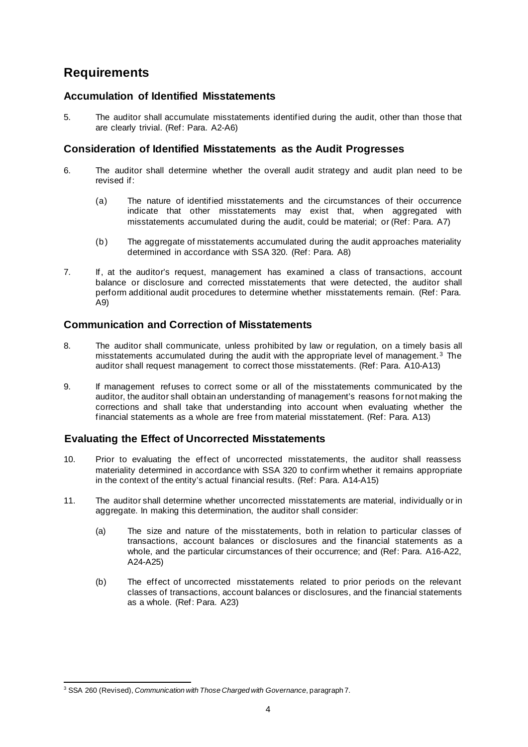## Requirements

### Accumulation of Identified Misstatements

5. The auditor shall accumulate misstatements identified during the audit, other than those that are clearly trivial. (Ref: Para. A2-A6)

### Consideration of Identified Misstatements as the Audit Progresses

6. The auditor shall determine whether the overall audit strategy and audit plan need to be revised if:

   (a) The nature of identified misstatements and the circumstances of their occurrence indicate that other misstatements may exist that, when aggregated with misstatements accumulated during the audit, could be material; or (Ref: Para. A7)

   (b) The aggregate of misstatements accumulated during the audit approaches materiality determined in accordance with SSA 320. (Ref: Para. A8)

7. If, at the auditor's request, management has examined a class of transactions, account balance or disclosure and corrected misstatements that were detected, the auditor shall perform additional audit procedures to determine whether misstatements remain. (Ref: Para. A9)

### Communication and Correction of Misstatements

8. The auditor shall communicate, unless prohibited by law or regulation, on a timely basis all misstatements accumulated during the audit with the appropriate level of management.[3] The auditor shall request management to correct those misstatements. (Ref: Para. A10-A13)

9. If management refuses to correct some or all of the misstatements communicated by the auditor, the auditor shall obtain an understanding of management's reasons for not making the corrections and shall take that understanding into account when evaluating whether the financial statements as a whole are free from material misstatement. (Ref: Para. A13)

### Evaluating the Effect of Uncorrected Misstatements

10. Prior to evaluating the effect of uncorrected misstatements, the auditor shall reassess materiality determined in accordance with SSA 320 to confirm whether it remains appropriate in the context of the entity's actual financial results. (Ref: Para. A14-A15)

11. The auditor shall determine whether uncorrected misstatements are material, individually or in aggregate. In making this determination, the auditor shall consider:

    (a) The size and nature of the misstatements, both in relation to particular classes of transactions, account balances or disclosures and the financial statements as a whole, and the particular circumstances of their occurrence; and (Ref: Para. A16-A22, A24-A25)

    (b) The effect of uncorrected misstatements related to prior periods on the relevant classes of transactions, account balances or disclosures, and the financial statements as a whole. (Ref: Para. A23)

---

[3] SSA 260 (Revised), *Communication with Those Charged with Governance*, paragraph 7.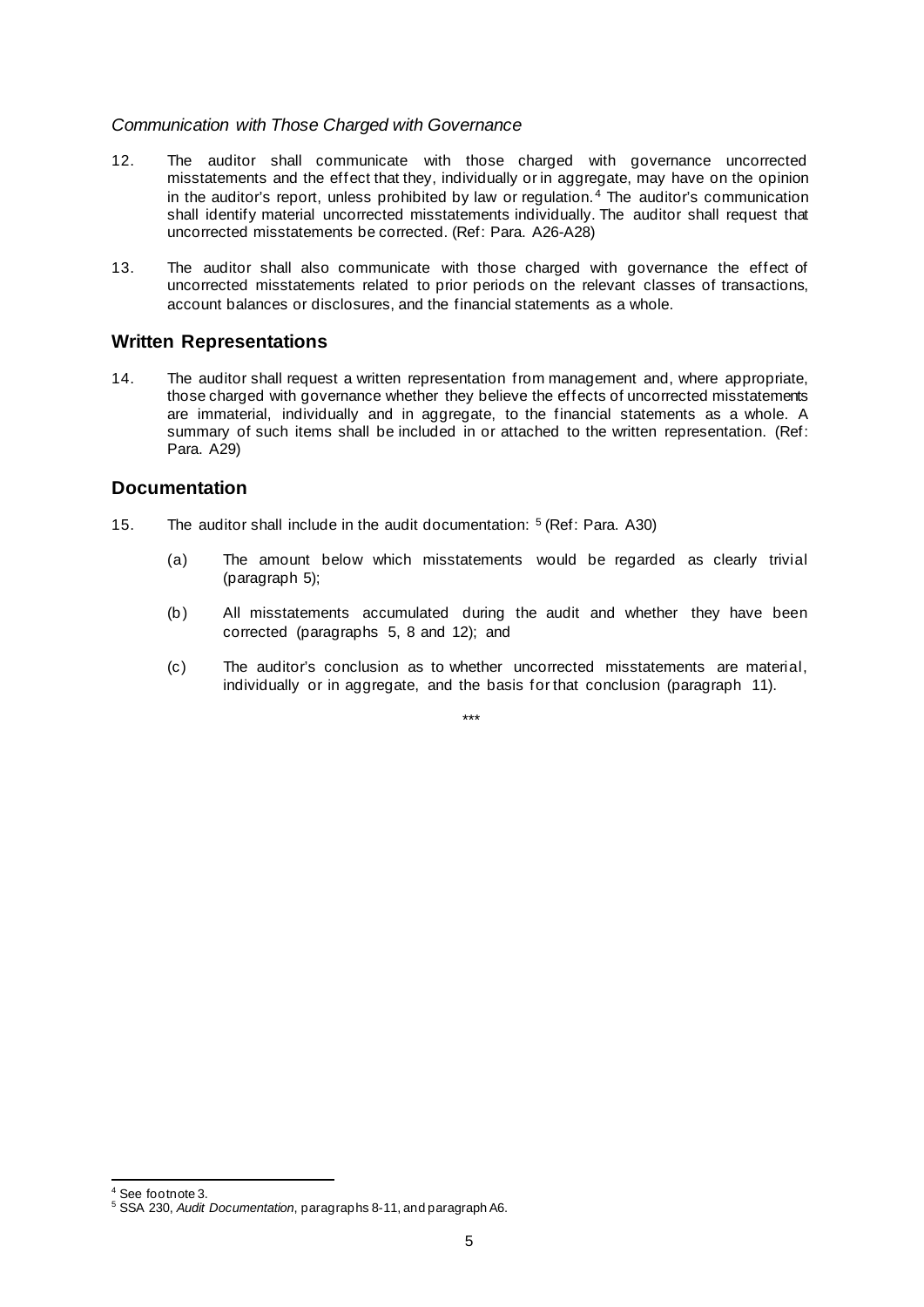*Communication with Those Charged with Governance*

12. The auditor shall communicate with those charged with governance uncorrected misstatements and the effect that they, individually or in aggregate, may have on the opinion in the auditor's report, unless prohibited by law or regulation.[4] The auditor's communication shall identify material uncorrected misstatements individually. The auditor shall request that uncorrected misstatements be corrected. (Ref: Para. A26-A28)

13. The auditor shall also communicate with those charged with governance the effect of uncorrected misstatements related to prior periods on the relevant classes of transactions, account balances or disclosures, and the financial statements as a whole.

## Written Representations

14. The auditor shall request a written representation from management and, where appropriate, those charged with governance whether they believe the effects of uncorrected misstatements are immaterial, individually and in aggregate, to the financial statements as a whole. A summary of such items shall be included in or attached to the written representation. (Ref: Para. A29)

## Documentation

15. The auditor shall include in the audit documentation: [5] (Ref: Para. A30)

    (a) The amount below which misstatements would be regarded as clearly trivial (paragraph 5);

    (b) All misstatements accumulated during the audit and whether they have been corrected (paragraphs 5, 8 and 12); and

    (c) The auditor's conclusion as to whether uncorrected misstatements are material, individually or in aggregate, and the basis for that conclusion (paragraph 11).

\*\*\*

---

[4] See footnote 3.

[5] SSA 230, *Audit Documentation*, paragraphs 8-11, and paragraph A6.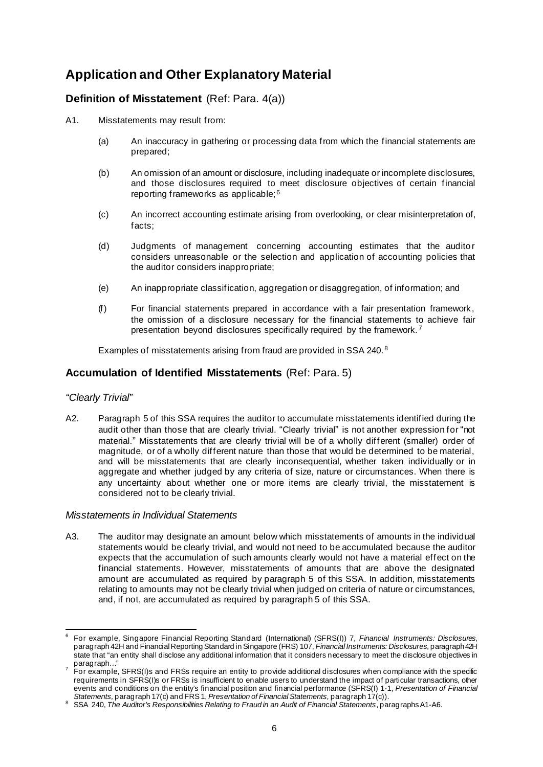## Application and Other Explanatory Material

### Definition of Misstatement (Ref: Para. 4(a))

A1. Misstatements may result from:

(a) An inaccuracy in gathering or processing data from which the financial statements are prepared;

(b) An omission of an amount or disclosure, including inadequate or incomplete disclosures, and those disclosures required to meet disclosure objectives of certain financial reporting frameworks as applicable;[6]

(c) An incorrect accounting estimate arising from overlooking, or clear misinterpretation of, facts;

(d) Judgments of management concerning accounting estimates that the auditor considers unreasonable or the selection and application of accounting policies that the auditor considers inappropriate;

(e) An inappropriate classification, aggregation or disaggregation, of information; and

(f) For financial statements prepared in accordance with a fair presentation framework, the omission of a disclosure necessary for the financial statements to achieve fair presentation beyond disclosures specifically required by the framework.[7]

Examples of misstatements arising from fraud are provided in SSA 240.[8]

### Accumulation of Identified Misstatements (Ref: Para. 5)

*"Clearly Trivial"*

A2. Paragraph 5 of this SSA requires the auditor to accumulate misstatements identified during the audit other than those that are clearly trivial. "Clearly trivial" is not another expression for "not material." Misstatements that are clearly trivial will be of a wholly different (smaller) order of magnitude, or of a wholly different nature than those that would be determined to be material, and will be misstatements that are clearly inconsequential, whether taken individually or in aggregate and whether judged by any criteria of size, nature or circumstances. When there is any uncertainty about whether one or more items are clearly trivial, the misstatement is considered not to be clearly trivial.

*Misstatements in Individual Statements*

A3. The auditor may designate an amount below which misstatements of amounts in the individual statements would be clearly trivial, and would not need to be accumulated because the auditor expects that the accumulation of such amounts clearly would not have a material effect on the financial statements. However, misstatements of amounts that are above the designated amount are accumulated as required by paragraph 5 of this SSA. In addition, misstatements relating to amounts may not be clearly trivial when judged on criteria of nature or circumstances, and, if not, are accumulated as required by paragraph 5 of this SSA.

---

[6] For example, Singapore Financial Reporting Standard (International) (SFRS(I)) 7, *Financial Instruments: Disclosures*, paragraph 42H and Financial Reporting Standard in Singapore (FRS) 107, *Financial Instruments: Disclosures*, paragraph 42H state that "an entity shall disclose any additional information that it considers necessary to meet the disclosure objectives in paragraph…"

[7] For example, SFRS(I)s and FRSs require an entity to provide additional disclosures when compliance with the specific requirements in SFRS(I)s or FRSs is insufficient to enable users to understand the impact of particular transactions, other events and conditions on the entity's financial position and financial performance (SFRS(I) 1-1, *Presentation of Financial Statements*, paragraph 17(c) and FRS 1, *Presentation of Financial Statements*, paragraph 17(c)).

[8] SSA 240, *The Auditor's Responsibilities Relating to Fraud in an Audit of Financial Statements*, paragraphs A1-A6.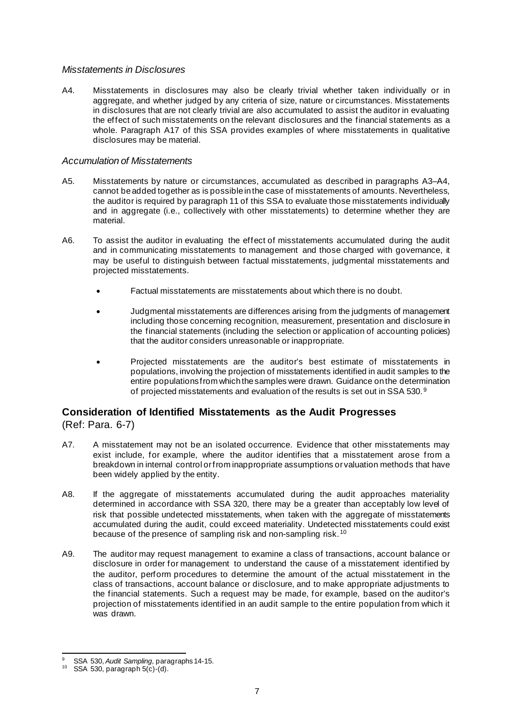*Misstatements in Disclosures*

A4. Misstatements in disclosures may also be clearly trivial whether taken individually or in aggregate, and whether judged by any criteria of size, nature or circumstances. Misstatements in disclosures that are not clearly trivial are also accumulated to assist the auditor in evaluating the effect of such misstatements on the relevant disclosures and the financial statements as a whole. Paragraph A17 of this SSA provides examples of where misstatements in qualitative disclosures may be material.

*Accumulation of Misstatements*

A5. Misstatements by nature or circumstances, accumulated as described in paragraphs A3–A4, cannot be added together as is possible in the case of misstatements of amounts. Nevertheless, the auditor is required by paragraph 11 of this SSA to evaluate those misstatements individually and in aggregate (i.e., collectively with other misstatements) to determine whether they are material.

A6. To assist the auditor in evaluating the effect of misstatements accumulated during the audit and in communicating misstatements to management and those charged with governance, it may be useful to distinguish between factual misstatements, judgmental misstatements and projected misstatements.

- Factual misstatements are misstatements about which there is no doubt.
- Judgmental misstatements are differences arising from the judgments of management including those concerning recognition, measurement, presentation and disclosure in the financial statements (including the selection or application of accounting policies) that the auditor considers unreasonable or inappropriate.
- Projected misstatements are the auditor's best estimate of misstatements in populations, involving the projection of misstatements identified in audit samples to the entire populations from which the samples were drawn. Guidance on the determination of projected misstatements and evaluation of the results is set out in SSA 530.[9]

## Consideration of Identified Misstatements as the Audit Progresses

(Ref: Para. 6-7)

A7. A misstatement may not be an isolated occurrence. Evidence that other misstatements may exist include, for example, where the auditor identifies that a misstatement arose from a breakdown in internal control or from inappropriate assumptions or valuation methods that have been widely applied by the entity.

A8. If the aggregate of misstatements accumulated during the audit approaches materiality determined in accordance with SSA 320, there may be a greater than acceptably low level of risk that possible undetected misstatements, when taken with the aggregate of misstatements accumulated during the audit, could exceed materiality. Undetected misstatements could exist because of the presence of sampling risk and non-sampling risk.[10]

A9. The auditor may request management to examine a class of transactions, account balance or disclosure in order for management to understand the cause of a misstatement identified by the auditor, perform procedures to determine the amount of the actual misstatement in the class of transactions, account balance or disclosure, and to make appropriate adjustments to the financial statements. Such a request may be made, for example, based on the auditor's projection of misstatements identified in an audit sample to the entire population from which it was drawn.

---

[9] SSA 530, *Audit Sampling*, paragraphs 14-15.

[10] SSA 530, paragraph 5(c)-(d).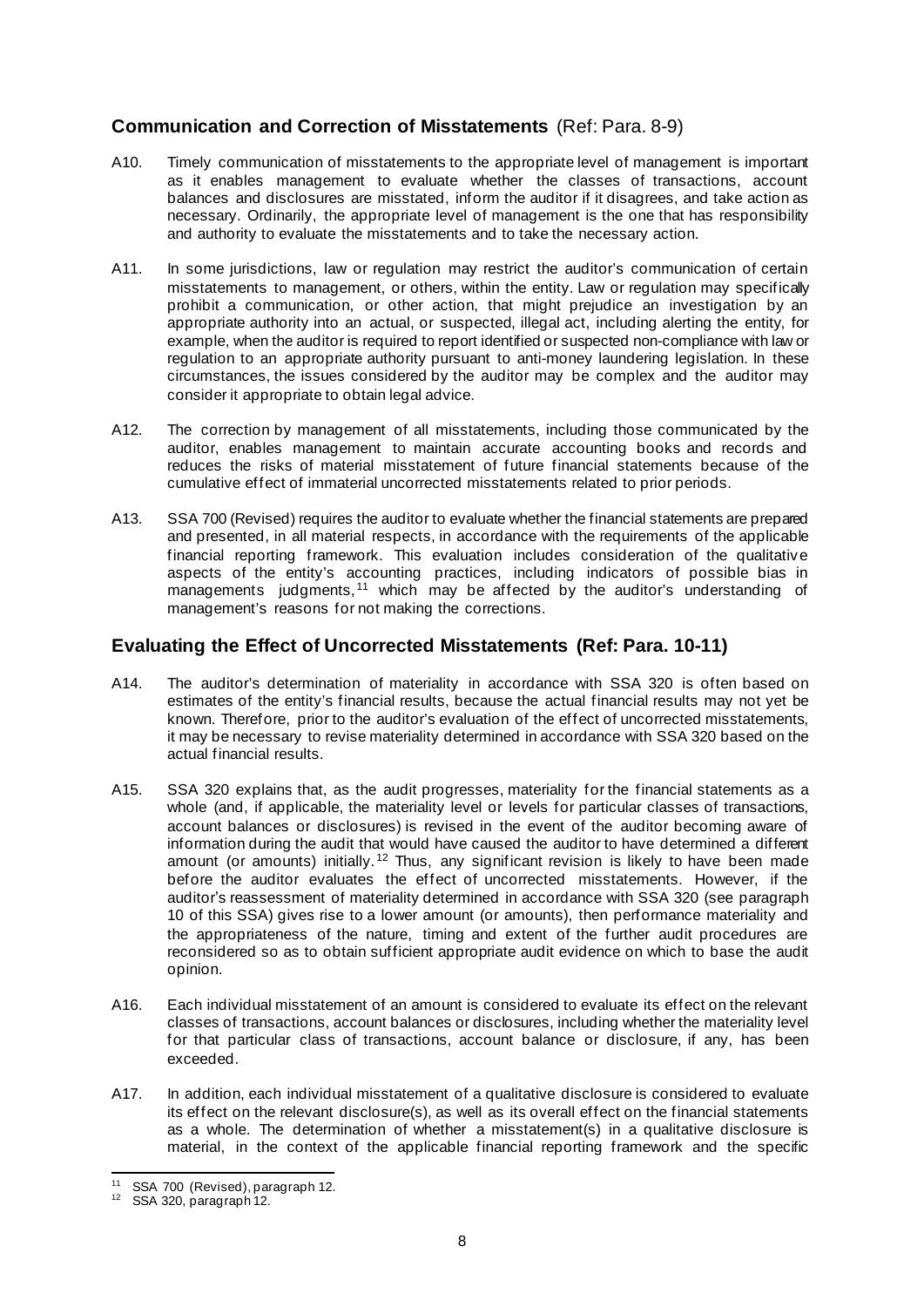## Communication and Correction of Misstatements (Ref: Para. 8-9)

A10. Timely communication of misstatements to the appropriate level of management is important as it enables management to evaluate whether the classes of transactions, account balances and disclosures are misstated, inform the auditor if it disagrees, and take action as necessary. Ordinarily, the appropriate level of management is the one that has responsibility and authority to evaluate the misstatements and to take the necessary action.

A11. In some jurisdictions, law or regulation may restrict the auditor's communication of certain misstatements to management, or others, within the entity. Law or regulation may specifically prohibit a communication, or other action, that might prejudice an investigation by an appropriate authority into an actual, or suspected, illegal act, including alerting the entity, for example, when the auditor is required to report identified or suspected non-compliance with law or regulation to an appropriate authority pursuant to anti-money laundering legislation. In these circumstances, the issues considered by the auditor may be complex and the auditor may consider it appropriate to obtain legal advice.

A12. The correction by management of all misstatements, including those communicated by the auditor, enables management to maintain accurate accounting books and records and reduces the risks of material misstatement of future financial statements because of the cumulative effect of immaterial uncorrected misstatements related to prior periods.

A13. SSA 700 (Revised) requires the auditor to evaluate whether the financial statements are prepared and presented, in all material respects, in accordance with the requirements of the applicable financial reporting framework. This evaluation includes consideration of the qualitative aspects of the entity's accounting practices, including indicators of possible bias in managements judgments,[11] which may be affected by the auditor's understanding of management's reasons for not making the corrections.

## Evaluating the Effect of Uncorrected Misstatements (Ref: Para. 10-11)

A14. The auditor's determination of materiality in accordance with SSA 320 is often based on estimates of the entity's financial results, because the actual financial results may not yet be known. Therefore, prior to the auditor's evaluation of the effect of uncorrected misstatements, it may be necessary to revise materiality determined in accordance with SSA 320 based on the actual financial results.

A15. SSA 320 explains that, as the audit progresses, materiality for the financial statements as a whole (and, if applicable, the materiality level or levels for particular classes of transactions, account balances or disclosures) is revised in the event of the auditor becoming aware of information during the audit that would have caused the auditor to have determined a different amount (or amounts) initially.[12] Thus, any significant revision is likely to have been made before the auditor evaluates the effect of uncorrected misstatements. However, if the auditor's reassessment of materiality determined in accordance with SSA 320 (see paragraph 10 of this SSA) gives rise to a lower amount (or amounts), then performance materiality and the appropriateness of the nature, timing and extent of the further audit procedures are reconsidered so as to obtain sufficient appropriate audit evidence on which to base the audit opinion.

A16. Each individual misstatement of an amount is considered to evaluate its effect on the relevant classes of transactions, account balances or disclosures, including whether the materiality level for that particular class of transactions, account balance or disclosure, if any, has been exceeded.

A17. In addition, each individual misstatement of a qualitative disclosure is considered to evaluate its effect on the relevant disclosure(s), as well as its overall effect on the financial statements as a whole. The determination of whether a misstatement(s) in a qualitative disclosure is material, in the context of the applicable financial reporting framework and the specific

---

[11] SSA 700 (Revised), paragraph 12.

[12] SSA 320, paragraph 12.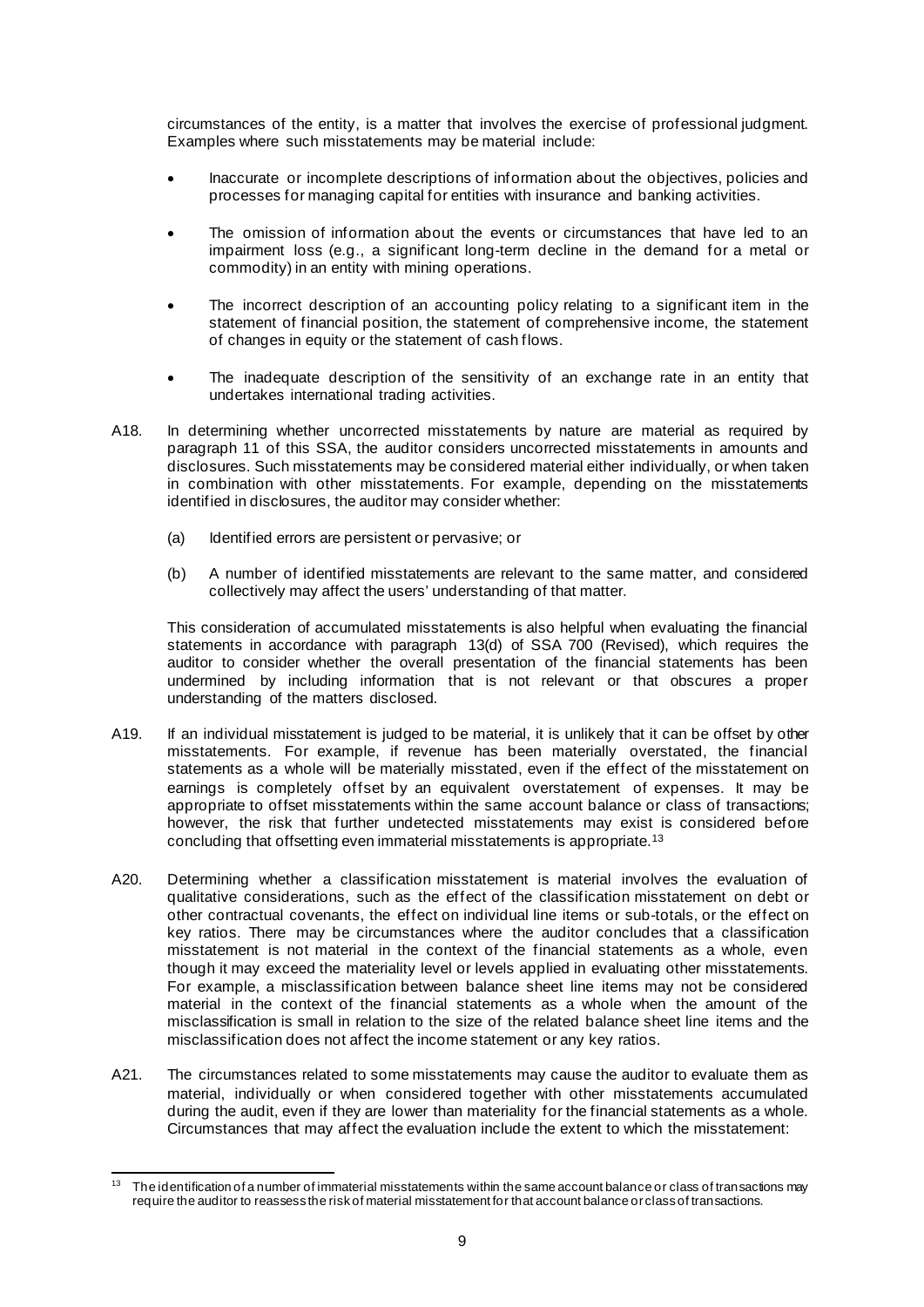circumstances of the entity, is a matter that involves the exercise of professional judgment. Examples where such misstatements may be material include:

- Inaccurate or incomplete descriptions of information about the objectives, policies and processes for managing capital for entities with insurance and banking activities.
- The omission of information about the events or circumstances that have led to an impairment loss (e.g., a significant long-term decline in the demand for a metal or commodity) in an entity with mining operations.
- The incorrect description of an accounting policy relating to a significant item in the statement of financial position, the statement of comprehensive income, the statement of changes in equity or the statement of cash flows.
- The inadequate description of the sensitivity of an exchange rate in an entity that undertakes international trading activities.

A18. In determining whether uncorrected misstatements by nature are material as required by paragraph 11 of this SSA, the auditor considers uncorrected misstatements in amounts and disclosures. Such misstatements may be considered material either individually, or when taken in combination with other misstatements. For example, depending on the misstatements identified in disclosures, the auditor may consider whether:

(a) Identified errors are persistent or pervasive; or

(b) A number of identified misstatements are relevant to the same matter, and considered collectively may affect the users' understanding of that matter.

This consideration of accumulated misstatements is also helpful when evaluating the financial statements in accordance with paragraph 13(d) of SSA 700 (Revised), which requires the auditor to consider whether the overall presentation of the financial statements has been undermined by including information that is not relevant or that obscures a proper understanding of the matters disclosed.

A19. If an individual misstatement is judged to be material, it is unlikely that it can be offset by other misstatements. For example, if revenue has been materially overstated, the financial statements as a whole will be materially misstated, even if the effect of the misstatement on earnings is completely offset by an equivalent overstatement of expenses. It may be appropriate to offset misstatements within the same account balance or class of transactions; however, the risk that further undetected misstatements may exist is considered before concluding that offsetting even immaterial misstatements is appropriate.[13]

A20. Determining whether a classification misstatement is material involves the evaluation of qualitative considerations, such as the effect of the classification misstatement on debt or other contractual covenants, the effect on individual line items or sub-totals, or the effect on key ratios. There may be circumstances where the auditor concludes that a classification misstatement is not material in the context of the financial statements as a whole, even though it may exceed the materiality level or levels applied in evaluating other misstatements. For example, a misclassification between balance sheet line items may not be considered material in the context of the financial statements as a whole when the amount of the misclassification is small in relation to the size of the related balance sheet line items and the misclassification does not affect the income statement or any key ratios.

A21. The circumstances related to some misstatements may cause the auditor to evaluate them as material, individually or when considered together with other misstatements accumulated during the audit, even if they are lower than materiality for the financial statements as a whole. Circumstances that may affect the evaluation include the extent to which the misstatement:

[13] The identification of a number of immaterial misstatements within the same account balance or class of transactions may require the auditor to reassess the risk of material misstatement for that account balance or class of transactions.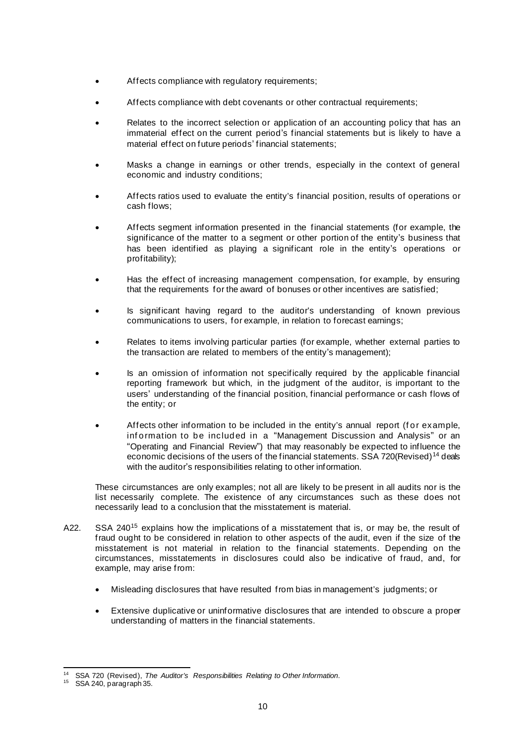- Affects compliance with regulatory requirements;
- Affects compliance with debt covenants or other contractual requirements;
- Relates to the incorrect selection or application of an accounting policy that has an immaterial effect on the current period's financial statements but is likely to have a material effect on future periods' financial statements;
- Masks a change in earnings or other trends, especially in the context of general economic and industry conditions;
- Affects ratios used to evaluate the entity's financial position, results of operations or cash flows;
- Affects segment information presented in the financial statements (for example, the significance of the matter to a segment or other portion of the entity's business that has been identified as playing a significant role in the entity's operations or profitability);
- Has the effect of increasing management compensation, for example, by ensuring that the requirements for the award of bonuses or other incentives are satisfied;
- Is significant having regard to the auditor's understanding of known previous communications to users, for example, in relation to forecast earnings;
- Relates to items involving particular parties (for example, whether external parties to the transaction are related to members of the entity's management);
- Is an omission of information not specifically required by the applicable financial reporting framework but which, in the judgment of the auditor, is important to the users' understanding of the financial position, financial performance or cash flows of the entity; or
- Affects other information to be included in the entity's annual report (for example, information to be included in a "Management Discussion and Analysis" or an "Operating and Financial Review") that may reasonably be expected to influence the economic decisions of the users of the financial statements. SSA 720(Revised)[14] deals with the auditor's responsibilities relating to other information.

These circumstances are only examples; not all are likely to be present in all audits nor is the list necessarily complete. The existence of any circumstances such as these does not necessarily lead to a conclusion that the misstatement is material.

A22. SSA 240[15] explains how the implications of a misstatement that is, or may be, the result of fraud ought to be considered in relation to other aspects of the audit, even if the size of the misstatement is not material in relation to the financial statements. Depending on the circumstances, misstatements in disclosures could also be indicative of fraud, and, for example, may arise from:

- Misleading disclosures that have resulted from bias in management's judgments; or
- Extensive duplicative or uninformative disclosures that are intended to obscure a proper understanding of matters in the financial statements.

---

[14] SSA 720 (Revised), *The Auditor's Responsibilities Relating to Other Information*.

[15] SSA 240, paragraph 35.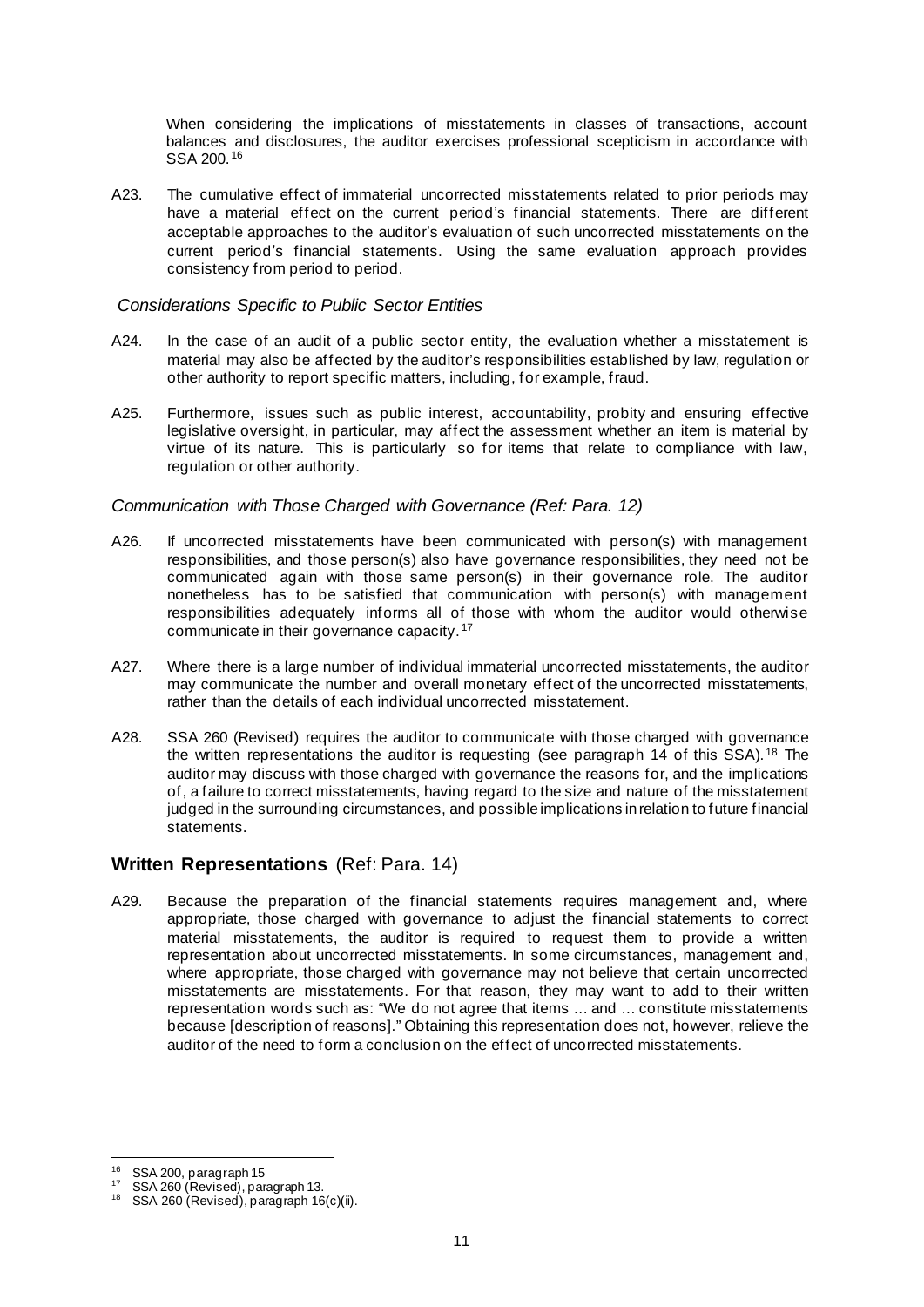When considering the implications of misstatements in classes of transactions, account balances and disclosures, the auditor exercises professional scepticism in accordance with SSA 200.[16]

A23. The cumulative effect of immaterial uncorrected misstatements related to prior periods may have a material effect on the current period's financial statements. There are different acceptable approaches to the auditor's evaluation of such uncorrected misstatements on the current period's financial statements. Using the same evaluation approach provides consistency from period to period.

*Considerations Specific to Public Sector Entities*

A24. In the case of an audit of a public sector entity, the evaluation whether a misstatement is material may also be affected by the auditor's responsibilities established by law, regulation or other authority to report specific matters, including, for example, fraud.

A25. Furthermore, issues such as public interest, accountability, probity and ensuring effective legislative oversight, in particular, may affect the assessment whether an item is material by virtue of its nature. This is particularly so for items that relate to compliance with law, regulation or other authority.

*Communication with Those Charged with Governance (Ref: Para. 12)*

A26. If uncorrected misstatements have been communicated with person(s) with management responsibilities, and those person(s) also have governance responsibilities, they need not be communicated again with those same person(s) in their governance role. The auditor nonetheless has to be satisfied that communication with person(s) with management responsibilities adequately informs all of those with whom the auditor would otherwise communicate in their governance capacity.[17]

A27. Where there is a large number of individual immaterial uncorrected misstatements, the auditor may communicate the number and overall monetary effect of the uncorrected misstatements, rather than the details of each individual uncorrected misstatement.

A28. SSA 260 (Revised) requires the auditor to communicate with those charged with governance the written representations the auditor is requesting (see paragraph 14 of this SSA).[18] The auditor may discuss with those charged with governance the reasons for, and the implications of, a failure to correct misstatements, having regard to the size and nature of the misstatement judged in the surrounding circumstances, and possible implications in relation to future financial statements.

## **Written Representations** (Ref: Para. 14)

A29. Because the preparation of the financial statements requires management and, where appropriate, those charged with governance to adjust the financial statements to correct material misstatements, the auditor is required to request them to provide a written representation about uncorrected misstatements. In some circumstances, management and, where appropriate, those charged with governance may not believe that certain uncorrected misstatements are misstatements. For that reason, they may want to add to their written representation words such as: "We do not agree that items … and … constitute misstatements because [description of reasons]." Obtaining this representation does not, however, relieve the auditor of the need to form a conclusion on the effect of uncorrected misstatements.

---

[16] SSA 200, paragraph 15

[17] SSA 260 (Revised), paragraph 13.

[18] SSA 260 (Revised), paragraph 16(c)(ii).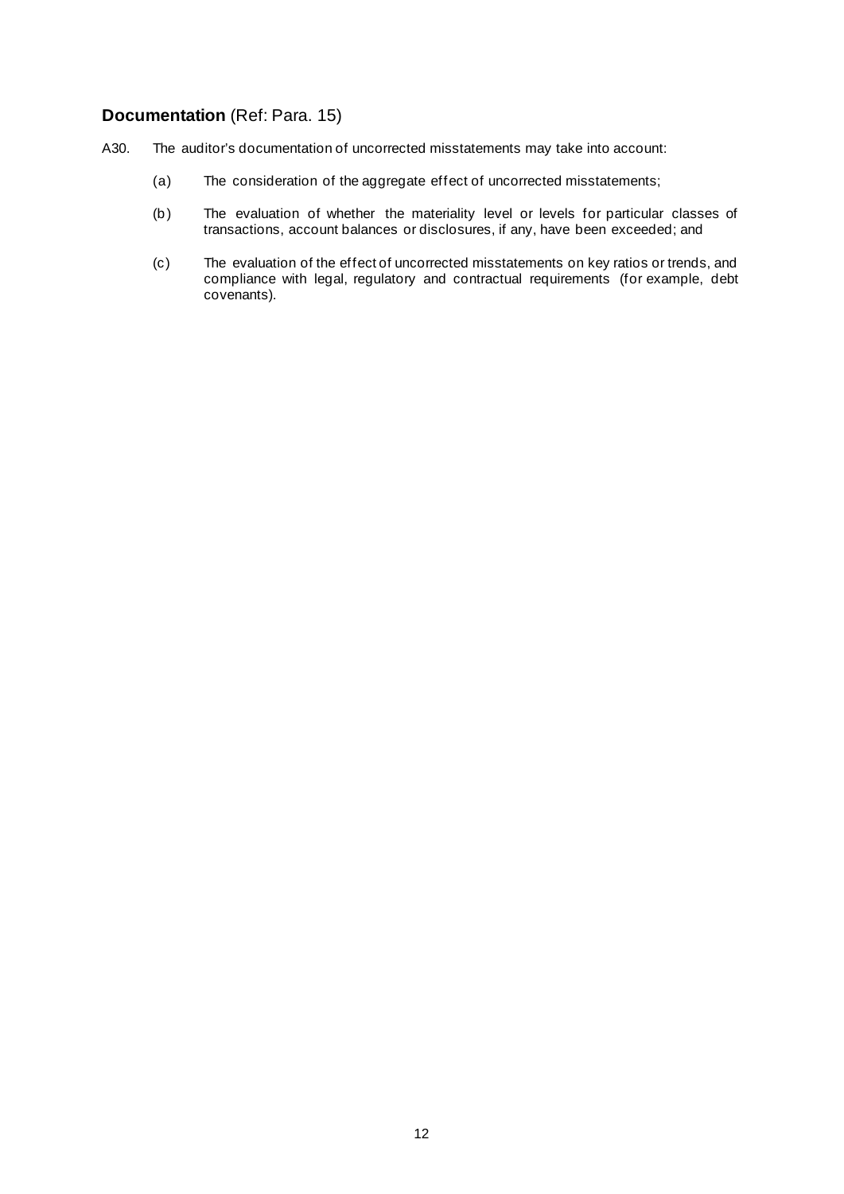## **Documentation** (Ref: Para. 15)

A30. The auditor's documentation of uncorrected misstatements may take into account:

(a) The consideration of the aggregate effect of uncorrected misstatements;

(b) The evaluation of whether the materiality level or levels for particular classes of transactions, account balances or disclosures, if any, have been exceeded; and

(c) The evaluation of the effect of uncorrected misstatements on key ratios or trends, and compliance with legal, regulatory and contractual requirements (for example, debt covenants).